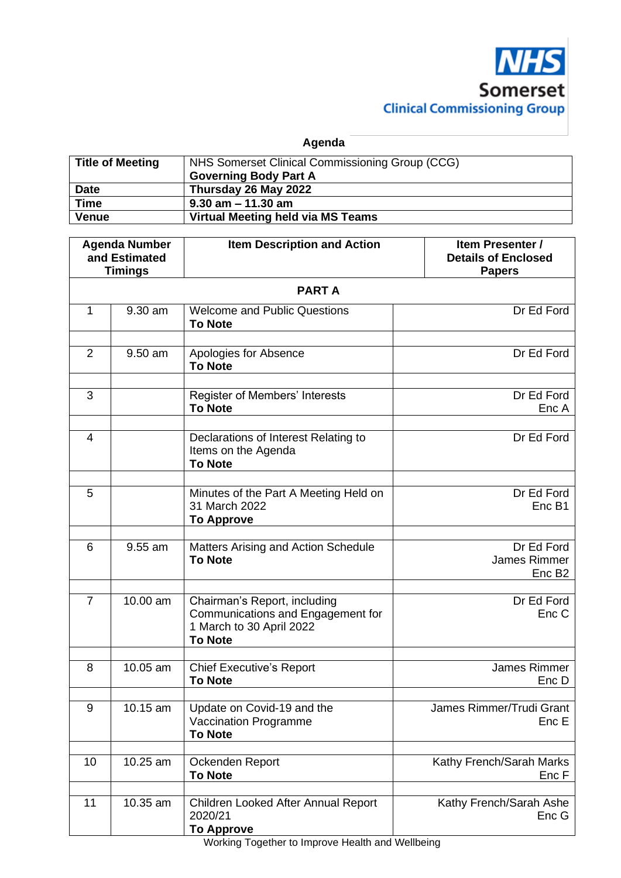NHS Somerset Clinical Commissioning Group

## Agenda

| Title of Meeting | NHS Somerset Clinical Commissioning Group (CCG) **Governing Body Part A** |
| --- | --- |
| **Date** | **Thursday 26 May 2022** |
| **Time** | **9.30 am – 11.30 am** |
| **Venue** | **Virtual Meeting held via MS Teams** |

| Agenda Number and Estimated Timings | | Item Description and Action | Item Presenter / Details of Enclosed Papers |
| --- | --- | --- | --- |
| **PART A** | | | |
| 1 | 9.30 am | Welcome and Public Questions **To Note** | Dr Ed Ford |
| 2 | 9.50 am | Apologies for Absence **To Note** | Dr Ed Ford |
| 3 | | Register of Members' Interests **To Note** | Dr Ed Ford Enc A |
| 4 | | Declarations of Interest Relating to Items on the Agenda **To Note** | Dr Ed Ford |
| 5 | | Minutes of the Part A Meeting Held on 31 March 2022 **To Approve** | Dr Ed Ford Enc B1 |
| 6 | 9.55 am | Matters Arising and Action Schedule **To Note** | Dr Ed Ford James Rimmer Enc B2 |
| 7 | 10.00 am | Chairman's Report, including Communications and Engagement for 1 March to 30 April 2022 **To Note** | Dr Ed Ford Enc C |
| 8 | 10.05 am | Chief Executive's Report **To Note** | James Rimmer Enc D |
| 9 | 10.15 am | Update on Covid-19 and the Vaccination Programme **To Note** | James Rimmer/Trudi Grant Enc E |
| 10 | 10.25 am | Ockenden Report **To Note** | Kathy French/Sarah Marks Enc F |
| 11 | 10.35 am | Children Looked After Annual Report 2020/21 **To Approve** | Kathy French/Sarah Ashe Enc G |

Working Together to Improve Health and Wellbeing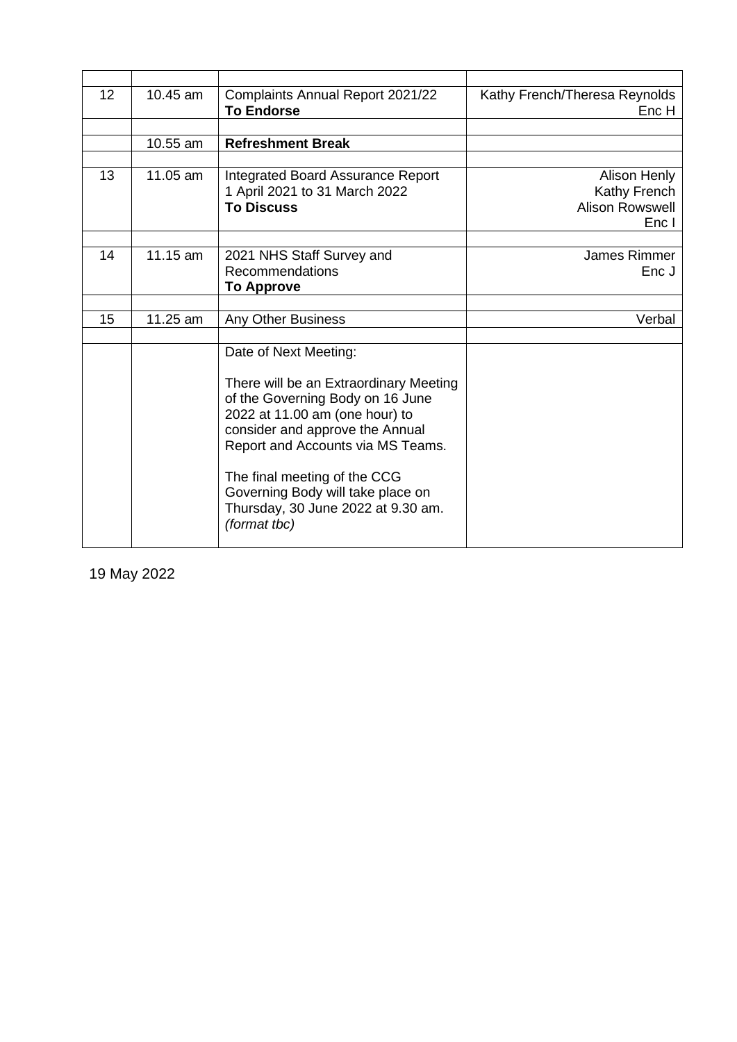| | | | |
|---|---|---|---|
| 12 | 10.45 am | Complaints Annual Report 2021/22<br>**To Endorse** | Kathy French/Theresa Reynolds<br>Enc H |
| | | | |
| | 10.55 am | **Refreshment Break** | |
| | | | |
| 13 | 11.05 am | Integrated Board Assurance Report<br>1 April 2021 to 31 March 2022<br>**To Discuss** | Alison Henly<br>Kathy French<br>Alison Rowswell<br>Enc I |
| | | | |
| 14 | 11.15 am | 2021 NHS Staff Survey and Recommendations<br>**To Approve** | James Rimmer<br>Enc J |
| | | | |
| 15 | 11.25 am | Any Other Business | Verbal |
| | | | |
| | | Date of Next Meeting:<br><br>There will be an Extraordinary Meeting of the Governing Body on 16 June 2022 at 11.00 am (one hour) to consider and approve the Annual Report and Accounts via MS Teams.<br><br>The final meeting of the CCG Governing Body will take place on Thursday, 30 June 2022 at 9.30 am. *(format tbc)* | |

19 May 2022